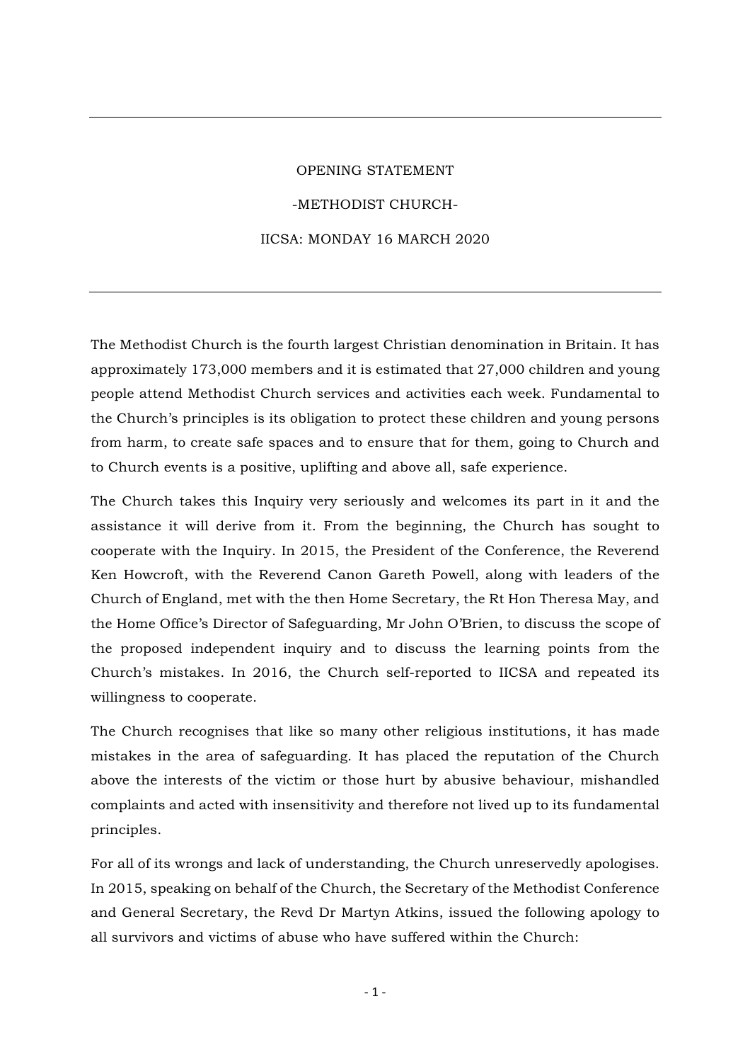---

OPENING STATEMENT

-METHODIST CHURCH-

IICSA: MONDAY 16 MARCH 2020

---

The Methodist Church is the fourth largest Christian denomination in Britain. It has approximately 173,000 members and it is estimated that 27,000 children and young people attend Methodist Church services and activities each week. Fundamental to the Church's principles is its obligation to protect these children and young persons from harm, to create safe spaces and to ensure that for them, going to Church and to Church events is a positive, uplifting and above all, safe experience.

The Church takes this Inquiry very seriously and welcomes its part in it and the assistance it will derive from it. From the beginning, the Church has sought to cooperate with the Inquiry. In 2015, the President of the Conference, the Reverend Ken Howcroft, with the Reverend Canon Gareth Powell, along with leaders of the Church of England, met with the then Home Secretary, the Rt Hon Theresa May, and the Home Office's Director of Safeguarding, Mr John O'Brien, to discuss the scope of the proposed independent inquiry and to discuss the learning points from the Church's mistakes. In 2016, the Church self-reported to IICSA and repeated its willingness to cooperate.

The Church recognises that like so many other religious institutions, it has made mistakes in the area of safeguarding. It has placed the reputation of the Church above the interests of the victim or those hurt by abusive behaviour, mishandled complaints and acted with insensitivity and therefore not lived up to its fundamental principles.

For all of its wrongs and lack of understanding, the Church unreservedly apologises. In 2015, speaking on behalf of the Church, the Secretary of the Methodist Conference and General Secretary, the Revd Dr Martyn Atkins, issued the following apology to all survivors and victims of abuse who have suffered within the Church: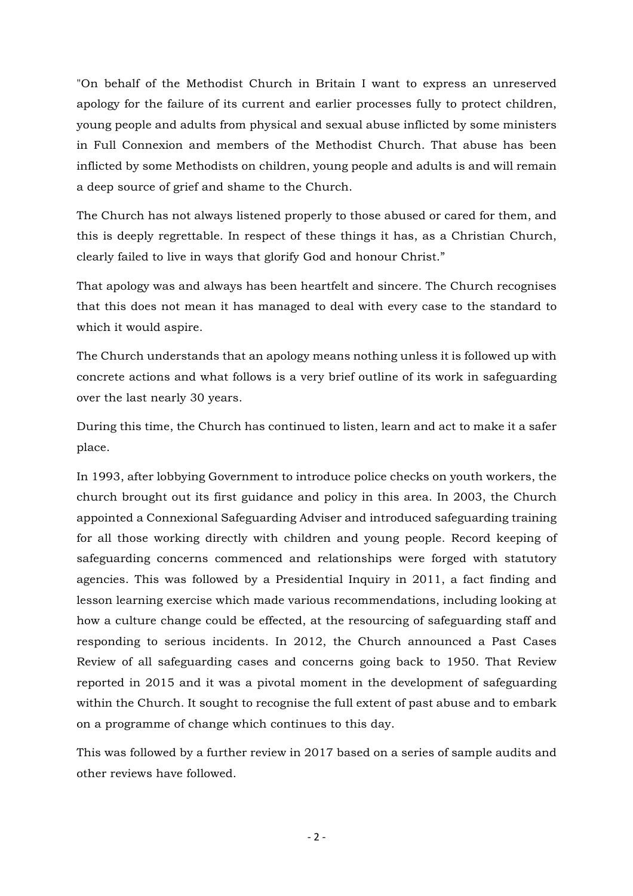"On behalf of the Methodist Church in Britain I want to express an unreserved apology for the failure of its current and earlier processes fully to protect children, young people and adults from physical and sexual abuse inflicted by some ministers in Full Connexion and members of the Methodist Church. That abuse has been inflicted by some Methodists on children, young people and adults is and will remain a deep source of grief and shame to the Church.

The Church has not always listened properly to those abused or cared for them, and this is deeply regrettable. In respect of these things it has, as a Christian Church, clearly failed to live in ways that glorify God and honour Christ."

That apology was and always has been heartfelt and sincere. The Church recognises that this does not mean it has managed to deal with every case to the standard to which it would aspire.

The Church understands that an apology means nothing unless it is followed up with concrete actions and what follows is a very brief outline of its work in safeguarding over the last nearly 30 years.

During this time, the Church has continued to listen, learn and act to make it a safer place.

In 1993, after lobbying Government to introduce police checks on youth workers, the church brought out its first guidance and policy in this area. In 2003, the Church appointed a Connexional Safeguarding Adviser and introduced safeguarding training for all those working directly with children and young people. Record keeping of safeguarding concerns commenced and relationships were forged with statutory agencies. This was followed by a Presidential Inquiry in 2011, a fact finding and lesson learning exercise which made various recommendations, including looking at how a culture change could be effected, at the resourcing of safeguarding staff and responding to serious incidents. In 2012, the Church announced a Past Cases Review of all safeguarding cases and concerns going back to 1950. That Review reported in 2015 and it was a pivotal moment in the development of safeguarding within the Church. It sought to recognise the full extent of past abuse and to embark on a programme of change which continues to this day.

This was followed by a further review in 2017 based on a series of sample audits and other reviews have followed.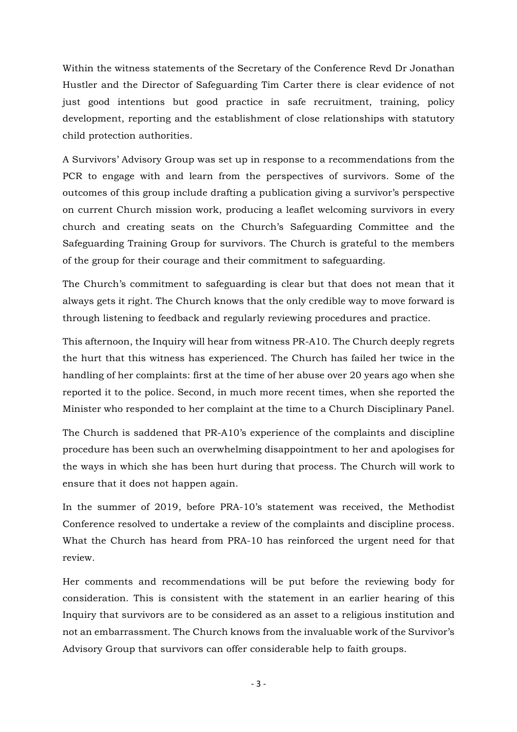Within the witness statements of the Secretary of the Conference Revd Dr Jonathan Hustler and the Director of Safeguarding Tim Carter there is clear evidence of not just good intentions but good practice in safe recruitment, training, policy development, reporting and the establishment of close relationships with statutory child protection authorities.

A Survivors' Advisory Group was set up in response to a recommendations from the PCR to engage with and learn from the perspectives of survivors. Some of the outcomes of this group include drafting a publication giving a survivor's perspective on current Church mission work, producing a leaflet welcoming survivors in every church and creating seats on the Church's Safeguarding Committee and the Safeguarding Training Group for survivors. The Church is grateful to the members of the group for their courage and their commitment to safeguarding.

The Church's commitment to safeguarding is clear but that does not mean that it always gets it right. The Church knows that the only credible way to move forward is through listening to feedback and regularly reviewing procedures and practice.

This afternoon, the Inquiry will hear from witness PR-A10. The Church deeply regrets the hurt that this witness has experienced. The Church has failed her twice in the handling of her complaints: first at the time of her abuse over 20 years ago when she reported it to the police. Second, in much more recent times, when she reported the Minister who responded to her complaint at the time to a Church Disciplinary Panel.

The Church is saddened that PR-A10's experience of the complaints and discipline procedure has been such an overwhelming disappointment to her and apologises for the ways in which she has been hurt during that process. The Church will work to ensure that it does not happen again.

In the summer of 2019, before PRA-10's statement was received, the Methodist Conference resolved to undertake a review of the complaints and discipline process. What the Church has heard from PRA-10 has reinforced the urgent need for that review.

Her comments and recommendations will be put before the reviewing body for consideration. This is consistent with the statement in an earlier hearing of this Inquiry that survivors are to be considered as an asset to a religious institution and not an embarrassment. The Church knows from the invaluable work of the Survivor's Advisory Group that survivors can offer considerable help to faith groups.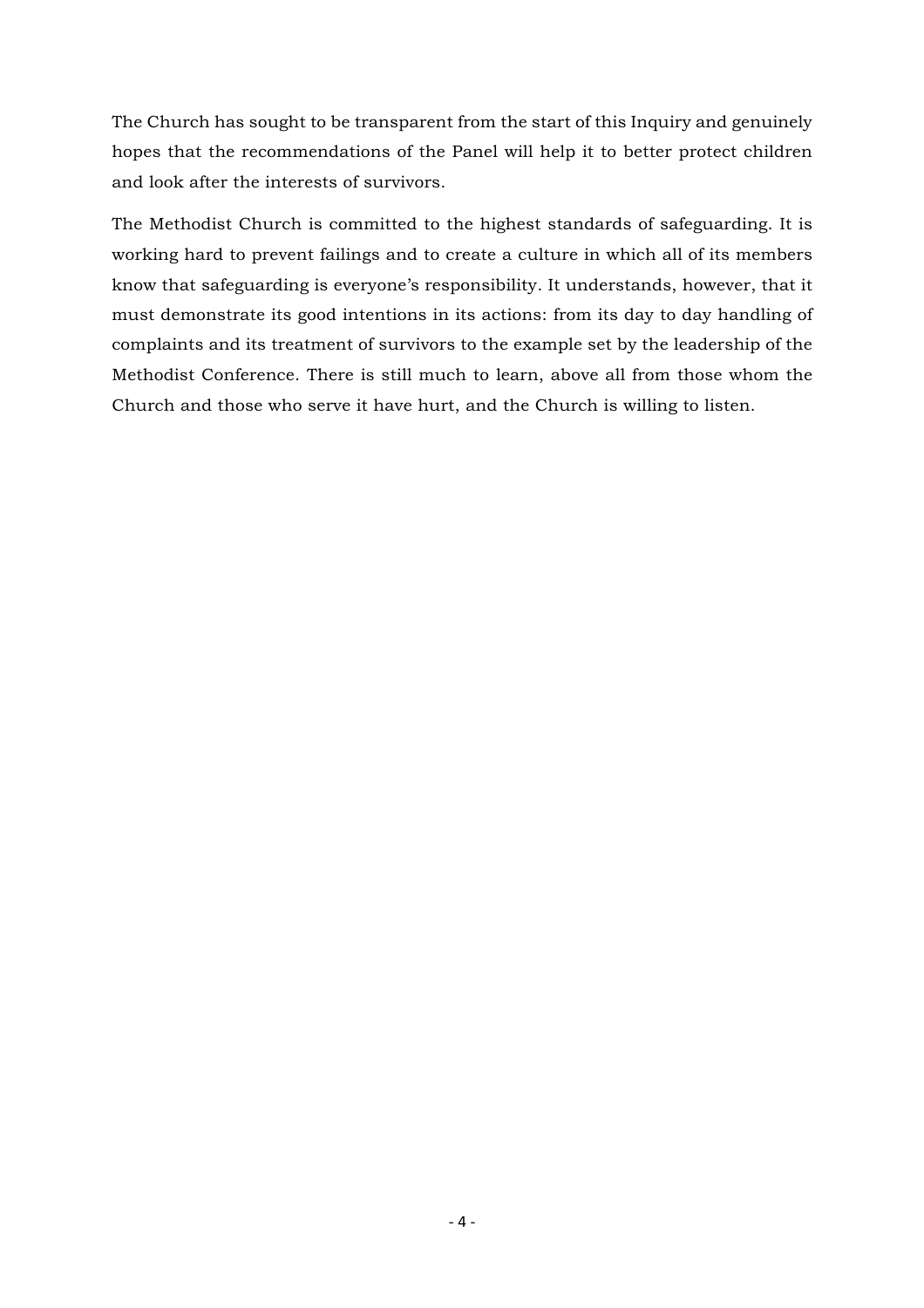The Church has sought to be transparent from the start of this Inquiry and genuinely hopes that the recommendations of the Panel will help it to better protect children and look after the interests of survivors.

The Methodist Church is committed to the highest standards of safeguarding. It is working hard to prevent failings and to create a culture in which all of its members know that safeguarding is everyone's responsibility. It understands, however, that it must demonstrate its good intentions in its actions: from its day to day handling of complaints and its treatment of survivors to the example set by the leadership of the Methodist Conference. There is still much to learn, above all from those whom the Church and those who serve it have hurt, and the Church is willing to listen.